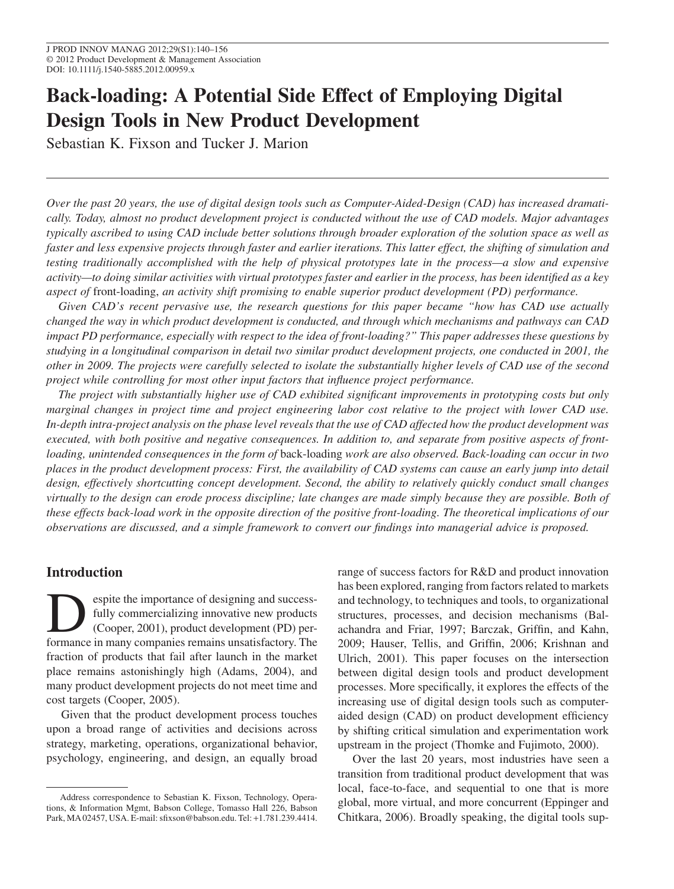# Back-loading: A Potential Side Effect of Employing Digital Design Tools in New Product Development

Sebastian K. Fixson and Tucker J. Marion

*Over the past 20 years, the use of digital design tools such as Computer-Aided-Design (CAD) has increased dramatically. Today, almost no product development project is conducted without the use of CAD models. Major advantages typically ascribed to using CAD include better solutions through broader exploration of the solution space as well as faster and less expensive projects through faster and earlier iterations. This latter effect, the shifting of simulation and testing traditionally accomplished with the help of physical prototypes late in the process—a slow and expensive activity—to doing similar activities with virtual prototypes faster and earlier in the process, has been identified as a key aspect of* front-loading, *an activity shift promising to enable superior product development (PD) performance.*

*Given CAD's recent pervasive use, the research questions for this paper became "how has CAD use actually changed the way in which product development is conducted, and through which mechanisms and pathways can CAD impact PD performance, especially with respect to the idea of front-loading?" This paper addresses these questions by studying in a longitudinal comparison in detail two similar product development projects, one conducted in 2001, the other in 2009. The projects were carefully selected to isolate the substantially higher levels of CAD use of the second project while controlling for most other input factors that influence project performance.*

*The project with substantially higher use of CAD exhibited significant improvements in prototyping costs but only marginal changes in project time and project engineering labor cost relative to the project with lower CAD use. In-depth intra-project analysis on the phase level reveals that the use of CAD affected how the product development was executed, with both positive and negative consequences. In addition to, and separate from positive aspects of front-loading, unintended consequences in the form of* back-loading *work are also observed. Back-loading can occur in two places in the product development process: First, the availability of CAD systems can cause an early jump into detail design, effectively shortcutting concept development. Second, the ability to relatively quickly conduct small changes virtually to the design can erode process discipline; late changes are made simply because they are possible. Both of these effects back-load work in the opposite direction of the positive front-loading. The theoretical implications of our observations are discussed, and a simple framework to convert our findings into managerial advice is proposed.*

## Introduction

Despite the importance of designing and successfully commercializing innovative new products (Cooper, 2001), product development (PD) performance in many companies remains unsatisfactory. The fraction of products that fail after launch in the market place remains astonishingly high (Adams, 2004), and many product development projects do not meet time and cost targets (Cooper, 2005).

Given that the product development process touches upon a broad range of activities and decisions across strategy, marketing, operations, organizational behavior, psychology, engineering, and design, an equally broad range of success factors for R&D and product innovation has been explored, ranging from factors related to markets and technology, to techniques and tools, to organizational structures, processes, and decision mechanisms (Balachandra and Friar, 1997; Barczak, Griffin, and Kahn, 2009; Hauser, Tellis, and Griffin, 2006; Krishnan and Ulrich, 2001). This paper focuses on the intersection between digital design tools and product development processes. More specifically, it explores the effects of the increasing use of digital design tools such as computer-aided design (CAD) on product development efficiency by shifting critical simulation and experimentation work upstream in the project (Thomke and Fujimoto, 2000).

Over the last 20 years, most industries have seen a transition from traditional product development that was local, face-to-face, and sequential to one that is more global, more virtual, and more concurrent (Eppinger and Chitkara, 2006). Broadly speaking, the digital tools sup-

Address correspondence to Sebastian K. Fixson, Technology, Operations, & Information Mgmt, Babson College, Tomasso Hall 226, Babson Park, MA 02457, USA. E-mail: sfixson@babson.edu. Tel: +1.781.239.4414.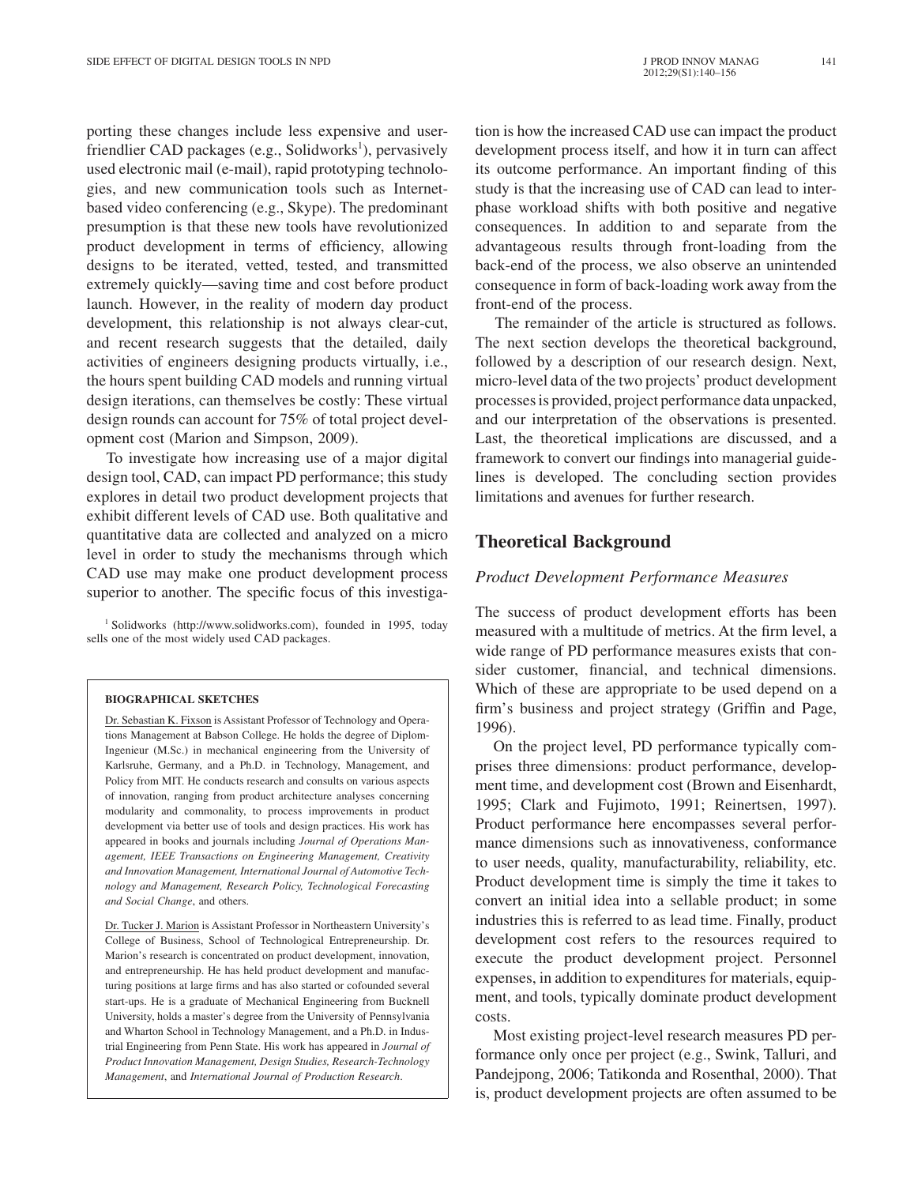porting these changes include less expensive and user-friendlier CAD packages (e.g., Solidworks[1]), pervasively used electronic mail (e-mail), rapid prototyping technologies, and new communication tools such as Internet-based video conferencing (e.g., Skype). The predominant presumption is that these new tools have revolutionized product development in terms of efficiency, allowing designs to be iterated, vetted, tested, and transmitted extremely quickly—saving time and cost before product launch. However, in the reality of modern day product development, this relationship is not always clear-cut, and recent research suggests that the detailed, daily activities of engineers designing products virtually, i.e., the hours spent building CAD models and running virtual design iterations, can themselves be costly: These virtual design rounds can account for 75% of total project development cost (Marion and Simpson, 2009).

To investigate how increasing use of a major digital design tool, CAD, can impact PD performance; this study explores in detail two product development projects that exhibit different levels of CAD use. Both qualitative and quantitative data are collected and analyzed on a micro level in order to study the mechanisms through which CAD use may make one product development process superior to another. The specific focus of this investigation is how the increased CAD use can impact the product development process itself, and how it in turn can affect its outcome performance. An important finding of this study is that the increasing use of CAD can lead to inter-phase workload shifts with both positive and negative consequences. In addition to and separate from the advantageous results through front-loading from the back-end of the process, we also observe an unintended consequence in form of back-loading work away from the front-end of the process.

The remainder of the article is structured as follows. The next section develops the theoretical background, followed by a description of our research design. Next, micro-level data of the two projects' product development processes is provided, project performance data unpacked, and our interpretation of the observations is presented. Last, the theoretical implications are discussed, and a framework to convert our findings into managerial guidelines is developed. The concluding section provides limitations and avenues for further research.

[1] Solidworks (http://www.solidworks.com), founded in 1995, today sells one of the most widely used CAD packages.

**BIOGRAPHICAL SKETCHES**

Dr. Sebastian K. Fixson is Assistant Professor of Technology and Operations Management at Babson College. He holds the degree of Diplom-Ingenieur (M.Sc.) in mechanical engineering from the University of Karlsruhe, Germany, and a Ph.D. in Technology, Management, and Policy from MIT. He conducts research and consults on various aspects of innovation, ranging from product architecture analyses concerning modularity and commonality, to process improvements in product development via better use of tools and design practices. His work has appeared in books and journals including *Journal of Operations Management, IEEE Transactions on Engineering Management, Creativity and Innovation Management, International Journal of Automotive Technology and Management, Research Policy, Technological Forecasting and Social Change*, and others.

Dr. Tucker J. Marion is Assistant Professor in Northeastern University's College of Business, School of Technological Entrepreneurship. Dr. Marion's research is concentrated on product development, innovation, and entrepreneurship. He has held product development and manufacturing positions at large firms and has also started or cofounded several start-ups. He is a graduate of Mechanical Engineering from Bucknell University, holds a master's degree from the University of Pennsylvania and Wharton School in Technology Management, and a Ph.D. in Industrial Engineering from Penn State. His work has appeared in *Journal of Product Innovation Management, Design Studies, Research-Technology Management*, and *International Journal of Production Research*.

## Theoretical Background

### *Product Development Performance Measures*

The success of product development efforts has been measured with a multitude of metrics. At the firm level, a wide range of PD performance measures exists that consider customer, financial, and technical dimensions. Which of these are appropriate to be used depend on a firm's business and project strategy (Griffin and Page, 1996).

On the project level, PD performance typically comprises three dimensions: product performance, development time, and development cost (Brown and Eisenhardt, 1995; Clark and Fujimoto, 1991; Reinertsen, 1997). Product performance here encompasses several performance dimensions such as innovativeness, conformance to user needs, quality, manufacturability, reliability, etc. Product development time is simply the time it takes to convert an initial idea into a sellable product; in some industries this is referred to as lead time. Finally, product development cost refers to the resources required to execute the product development project. Personnel expenses, in addition to expenditures for materials, equipment, and tools, typically dominate product development costs.

Most existing project-level research measures PD performance only once per project (e.g., Swink, Talluri, and Pandejpong, 2006; Tatikonda and Rosenthal, 2000). That is, product development projects are often assumed to be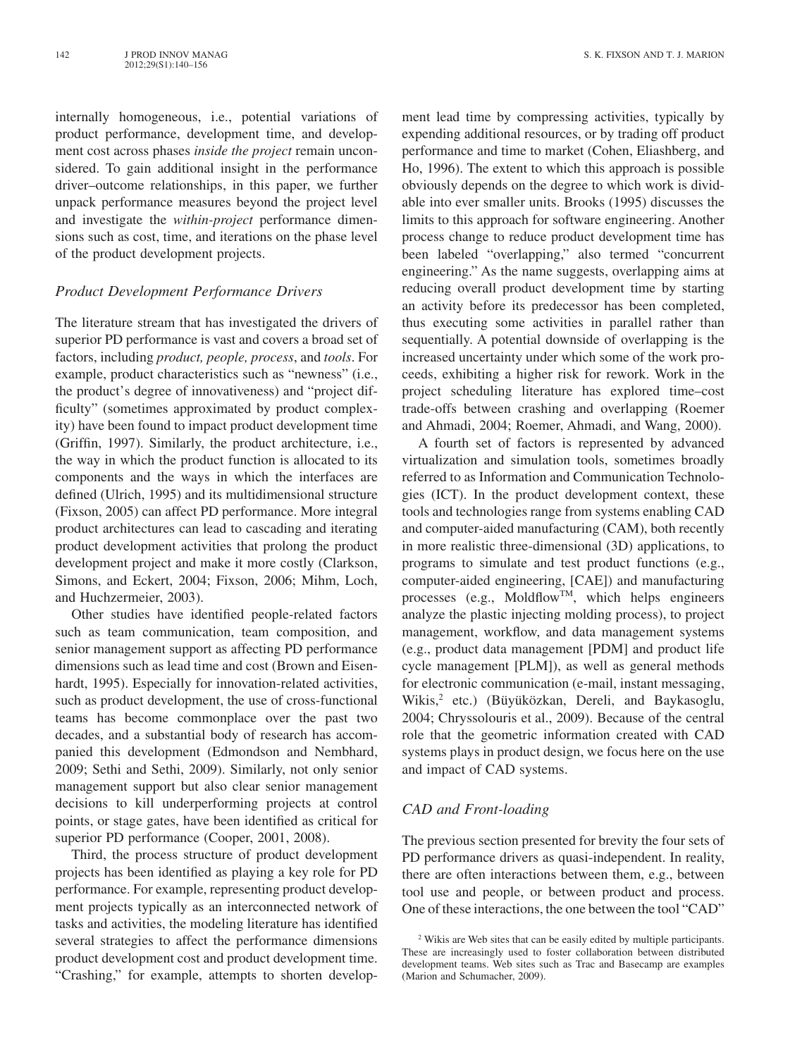internally homogeneous, i.e., potential variations of product performance, development time, and development cost across phases *inside the project* remain unconsidered. To gain additional insight in the performance driver–outcome relationships, in this paper, we further unpack performance measures beyond the project level and investigate the *within-project* performance dimensions such as cost, time, and iterations on the phase level of the product development projects.

### *Product Development Performance Drivers*

The literature stream that has investigated the drivers of superior PD performance is vast and covers a broad set of factors, including *product, people, process*, and *tools*. For example, product characteristics such as "newness" (i.e., the product's degree of innovativeness) and "project difficulty" (sometimes approximated by product complexity) have been found to impact product development time (Griffin, 1997). Similarly, the product architecture, i.e., the way in which the product function is allocated to its components and the ways in which the interfaces are defined (Ulrich, 1995) and its multidimensional structure (Fixson, 2005) can affect PD performance. More integral product architectures can lead to cascading and iterating product development activities that prolong the product development project and make it more costly (Clarkson, Simons, and Eckert, 2004; Fixson, 2006; Mihm, Loch, and Huchzermeier, 2003).

Other studies have identified people-related factors such as team communication, team composition, and senior management support as affecting PD performance dimensions such as lead time and cost (Brown and Eisenhardt, 1995). Especially for innovation-related activities, such as product development, the use of cross-functional teams has become commonplace over the past two decades, and a substantial body of research has accompanied this development (Edmondson and Nembhard, 2009; Sethi and Sethi, 2009). Similarly, not only senior management support but also clear senior management decisions to kill underperforming projects at control points, or stage gates, have been identified as critical for superior PD performance (Cooper, 2001, 2008).

Third, the process structure of product development projects has been identified as playing a key role for PD performance. For example, representing product development projects typically as an interconnected network of tasks and activities, the modeling literature has identified several strategies to affect the performance dimensions product development cost and product development time. "Crashing," for example, attempts to shorten development lead time by compressing activities, typically by expending additional resources, or by trading off product performance and time to market (Cohen, Eliashberg, and Ho, 1996). The extent to which this approach is possible obviously depends on the degree to which work is dividable into ever smaller units. Brooks (1995) discusses the limits to this approach for software engineering. Another process change to reduce product development time has been labeled "overlapping," also termed "concurrent engineering." As the name suggests, overlapping aims at reducing overall product development time by starting an activity before its predecessor has been completed, thus executing some activities in parallel rather than sequentially. A potential downside of overlapping is the increased uncertainty under which some of the work proceeds, exhibiting a higher risk for rework. Work in the project scheduling literature has explored time–cost trade-offs between crashing and overlapping (Roemer and Ahmadi, 2004; Roemer, Ahmadi, and Wang, 2000).

A fourth set of factors is represented by advanced virtualization and simulation tools, sometimes broadly referred to as Information and Communication Technologies (ICT). In the product development context, these tools and technologies range from systems enabling CAD and computer-aided manufacturing (CAM), both recently in more realistic three-dimensional (3D) applications, to programs to simulate and test product functions (e.g., computer-aided engineering, [CAE]) and manufacturing processes (e.g., Moldflow™, which helps engineers analyze the plastic injecting molding process), to project management, workflow, and data management systems (e.g., product data management [PDM] and product life cycle management [PLM]), as well as general methods for electronic communication (e-mail, instant messaging, Wikis,[2] etc.) (Büyüközkan, Dereli, and Baykasoglu, 2004; Chryssolouris et al., 2009). Because of the central role that the geometric information created with CAD systems plays in product design, we focus here on the use and impact of CAD systems.

### *CAD and Front-loading*

The previous section presented for brevity the four sets of PD performance drivers as quasi-independent. In reality, there are often interactions between them, e.g., between tool use and people, or between product and process. One of these interactions, the one between the tool "CAD"

[2] Wikis are Web sites that can be easily edited by multiple participants. These are increasingly used to foster collaboration between distributed development teams. Web sites such as Trac and Basecamp are examples (Marion and Schumacher, 2009).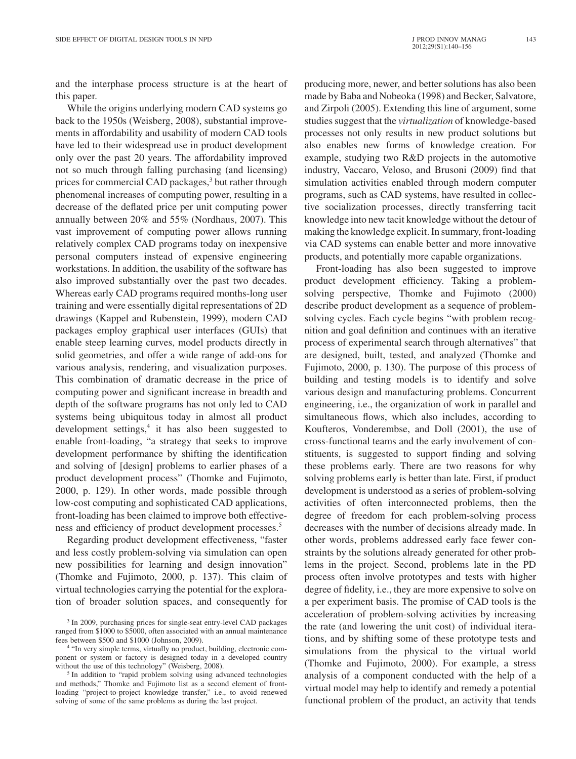and the interphase process structure is at the heart of this paper.

While the origins underlying modern CAD systems go back to the 1950s (Weisberg, 2008), substantial improvements in affordability and usability of modern CAD tools have led to their widespread use in product development only over the past 20 years. The affordability improved not so much through falling purchasing (and licensing) prices for commercial CAD packages,[3] but rather through phenomenal increases of computing power, resulting in a decrease of the deflated price per unit computing power annually between 20% and 55% (Nordhaus, 2007). This vast improvement of computing power allows running relatively complex CAD programs today on inexpensive personal computers instead of expensive engineering workstations. In addition, the usability of the software has also improved substantially over the past two decades. Whereas early CAD programs required months-long user training and were essentially digital representations of 2D drawings (Kappel and Rubenstein, 1999), modern CAD packages employ graphical user interfaces (GUIs) that enable steep learning curves, model products directly in solid geometries, and offer a wide range of add-ons for various analysis, rendering, and visualization purposes. This combination of dramatic decrease in the price of computing power and significant increase in breadth and depth of the software programs has not only led to CAD systems being ubiquitous today in almost all product development settings,[4] it has also been suggested to enable front-loading, "a strategy that seeks to improve development performance by shifting the identification and solving of [design] problems to earlier phases of a product development process" (Thomke and Fujimoto, 2000, p. 129). In other words, made possible through low-cost computing and sophisticated CAD applications, front-loading has been claimed to improve both effectiveness and efficiency of product development processes.[5]

Regarding product development effectiveness, "faster and less costly problem-solving via simulation can open new possibilities for learning and design innovation" (Thomke and Fujimoto, 2000, p. 137). This claim of virtual technologies carrying the potential for the exploration of broader solution spaces, and consequently for producing more, newer, and better solutions has also been made by Baba and Nobeoka (1998) and Becker, Salvatore, and Zirpoli (2005). Extending this line of argument, some studies suggest that the *virtualization* of knowledge-based processes not only results in new product solutions but also enables new forms of knowledge creation. For example, studying two R&D projects in the automotive industry, Vaccaro, Veloso, and Brusoni (2009) find that simulation activities enabled through modern computer programs, such as CAD systems, have resulted in collective socialization processes, directly transferring tacit knowledge into new tacit knowledge without the detour of making the knowledge explicit. In summary, front-loading via CAD systems can enable better and more innovative products, and potentially more capable organizations.

Front-loading has also been suggested to improve product development efficiency. Taking a problem-solving perspective, Thomke and Fujimoto (2000) describe product development as a sequence of problem-solving cycles. Each cycle begins "with problem recognition and goal definition and continues with an iterative process of experimental search through alternatives" that are designed, built, tested, and analyzed (Thomke and Fujimoto, 2000, p. 130). The purpose of this process of building and testing models is to identify and solve various design and manufacturing problems. Concurrent engineering, i.e., the organization of work in parallel and simultaneous flows, which also includes, according to Koufteros, Vonderembse, and Doll (2001), the use of cross-functional teams and the early involvement of constituents, is suggested to support finding and solving these problems early. There are two reasons for why solving problems early is better than late. First, if product development is understood as a series of problem-solving activities of often interconnected problems, then the degree of freedom for each problem-solving process decreases with the number of decisions already made. In other words, problems addressed early face fewer constraints by the solutions already generated for other problems in the project. Second, problems late in the PD process often involve prototypes and tests with higher degree of fidelity, i.e., they are more expensive to solve on a per experiment basis. The promise of CAD tools is the acceleration of problem-solving activities by increasing the rate (and lowering the unit cost) of individual iterations, and by shifting some of these prototype tests and simulations from the physical to the virtual world (Thomke and Fujimoto, 2000). For example, a stress analysis of a component conducted with the help of a virtual model may help to identify and remedy a potential functional problem of the product, an activity that tends

[3] In 2009, purchasing prices for single-seat entry-level CAD packages ranged from $1000 to $5000, often associated with an annual maintenance fees between $500 and $1000 (Johnson, 2009).

[4] "In very simple terms, virtually no product, building, electronic component or system or factory is designed today in a developed country without the use of this technology" (Weisberg, 2008).

[5] In addition to "rapid problem solving using advanced technologies and methods," Thomke and Fujimoto list as a second element of front-loading "project-to-project knowledge transfer," i.e., to avoid renewed solving of some of the same problems as during the last project.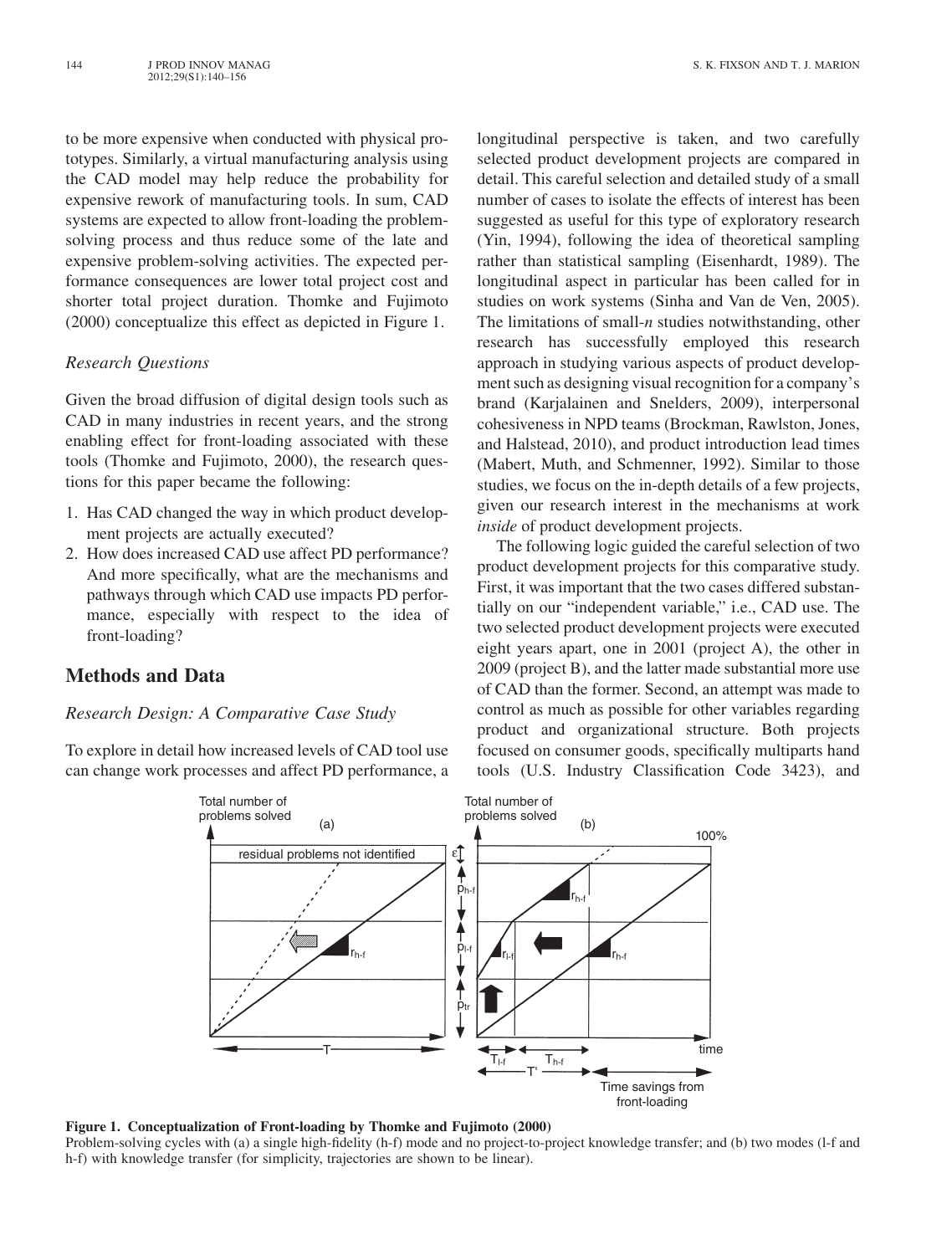to be more expensive when conducted with physical prototypes. Similarly, a virtual manufacturing analysis using the CAD model may help reduce the probability for expensive rework of manufacturing tools. In sum, CAD systems are expected to allow front-loading the problem-solving process and thus reduce some of the late and expensive problem-solving activities. The expected performance consequences are lower total project cost and shorter total project duration. Thomke and Fujimoto (2000) conceptualize this effect as depicted in Figure 1.

### Research Questions

Given the broad diffusion of digital design tools such as CAD in many industries in recent years, and the strong enabling effect for front-loading associated with these tools (Thomke and Fujimoto, 2000), the research questions for this paper became the following:

1. Has CAD changed the way in which product development projects are actually executed?
2. How does increased CAD use affect PD performance? And more specifically, what are the mechanisms and pathways through which CAD use impacts PD performance, especially with respect to the idea of front-loading?

## Methods and Data

### Research Design: A Comparative Case Study

To explore in detail how increased levels of CAD tool use can change work processes and affect PD performance, a longitudinal perspective is taken, and two carefully selected product development projects are compared in detail. This careful selection and detailed study of a small number of cases to isolate the effects of interest has been suggested as useful for this type of exploratory research (Yin, 1994), following the idea of theoretical sampling rather than statistical sampling (Eisenhardt, 1989). The longitudinal aspect in particular has been called for in studies on work systems (Sinha and Van de Ven, 2005). The limitations of small-*n* studies notwithstanding, other research has successfully employed this research approach in studying various aspects of product development such as designing visual recognition for a company's brand (Karjalainen and Snelders, 2009), interpersonal cohesiveness in NPD teams (Brockman, Rawlston, Jones, and Halstead, 2010), and product introduction lead times (Mabert, Muth, and Schmenner, 1992). Similar to those studies, we focus on the in-depth details of a few projects, given our research interest in the mechanisms at work *inside* of product development projects.

The following logic guided the careful selection of two product development projects for this comparative study. First, it was important that the two cases differed substantially on our "independent variable," i.e., CAD use. The two selected product development projects were executed eight years apart, one in 2001 (project A), the other in 2009 (project B), and the latter made substantial more use of CAD than the former. Second, an attempt was made to control as much as possible for other variables regarding product and organizational structure. Both projects focused on consumer goods, specifically multiparts hand tools (U.S. Industry Classification Code 3423), and

**Figure 1. Conceptualization of Front-loading by Thomke and Fujimoto (2000)**
Problem-solving cycles with (a) a single high-fidelity (h-f) mode and no project-to-project knowledge transfer; and (b) two modes (l-f and h-f) with knowledge transfer (for simplicity, trajectories are shown to be linear).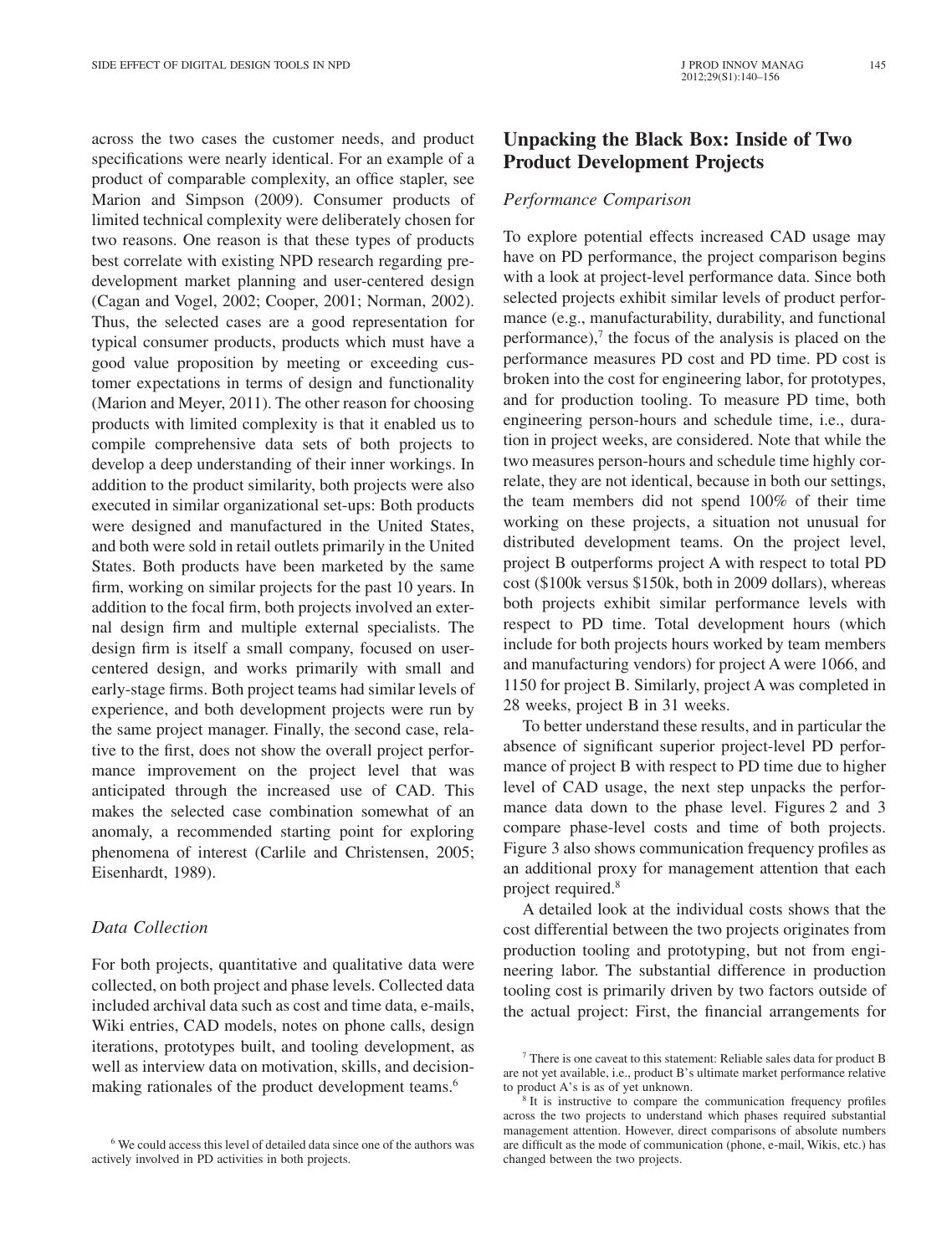across the two cases the customer needs, and product specifications were nearly identical. For an example of a product of comparable complexity, an office stapler, see Marion and Simpson (2009). Consumer products of limited technical complexity were deliberately chosen for two reasons. One reason is that these types of products best correlate with existing NPD research regarding pre-development market planning and user-centered design (Cagan and Vogel, 2002; Cooper, 2001; Norman, 2002). Thus, the selected cases are a good representation for typical consumer products, products which must have a good value proposition by meeting or exceeding customer expectations in terms of design and functionality (Marion and Meyer, 2011). The other reason for choosing products with limited complexity is that it enabled us to compile comprehensive data sets of both projects to develop a deep understanding of their inner workings. In addition to the product similarity, both projects were also executed in similar organizational set-ups: Both products were designed and manufactured in the United States, and both were sold in retail outlets primarily in the United States. Both products have been marketed by the same firm, working on similar projects for the past 10 years. In addition to the focal firm, both projects involved an external design firm and multiple external specialists. The design firm is itself a small company, focused on user-centered design, and works primarily with small and early-stage firms. Both project teams had similar levels of experience, and both development projects were run by the same project manager. Finally, the second case, relative to the first, does not show the overall project performance improvement on the project level that was anticipated through the increased use of CAD. This makes the selected case combination somewhat of an anomaly, a recommended starting point for exploring phenomena of interest (Carlile and Christensen, 2005; Eisenhardt, 1989).

### Data Collection

For both projects, quantitative and qualitative data were collected, on both project and phase levels. Collected data included archival data such as cost and time data, e-mails, Wiki entries, CAD models, notes on phone calls, design iterations, prototypes built, and tooling development, as well as interview data on motivation, skills, and decision-making rationales of the product development teams.[6]

## Unpacking the Black Box: Inside of Two Product Development Projects

### Performance Comparison

To explore potential effects increased CAD usage may have on PD performance, the project comparison begins with a look at project-level performance data. Since both selected projects exhibit similar levels of product performance (e.g., manufacturability, durability, and functional performance),[7] the focus of the analysis is placed on the performance measures PD cost and PD time. PD cost is broken into the cost for engineering labor, for prototypes, and for production tooling. To measure PD time, both engineering person-hours and schedule time, i.e., duration in project weeks, are considered. Note that while the two measures person-hours and schedule time highly correlate, they are not identical, because in both our settings, the team members did not spend 100% of their time working on these projects, a situation not unusual for distributed development teams. On the project level, project B outperforms project A with respect to total PD cost ($100k versus $150k, both in 2009 dollars), whereas both projects exhibit similar performance levels with respect to PD time. Total development hours (which include for both projects hours worked by team members and manufacturing vendors) for project A were 1066, and 1150 for project B. Similarly, project A was completed in 28 weeks, project B in 31 weeks.

To better understand these results, and in particular the absence of significant superior project-level PD performance of project B with respect to PD time due to higher level of CAD usage, the next step unpacks the performance data down to the phase level. Figures 2 and 3 compare phase-level costs and time of both projects. Figure 3 also shows communication frequency profiles as an additional proxy for management attention that each project required.[8]

A detailed look at the individual costs shows that the cost differential between the two projects originates from production tooling and prototyping, but not from engineering labor. The substantial difference in production tooling cost is primarily driven by two factors outside of the actual project: First, the financial arrangements for

---

[6] We could access this level of detailed data since one of the authors was actively involved in PD activities in both projects.

[7] There is one caveat to this statement: Reliable sales data for product B are not yet available, i.e., product B's ultimate market performance relative to product A's is as of yet unknown.

[8] It is instructive to compare the communication frequency profiles across the two projects to understand which phases required substantial management attention. However, direct comparisons of absolute numbers are difficult as the mode of communication (phone, e-mail, Wikis, etc.) has changed between the two projects.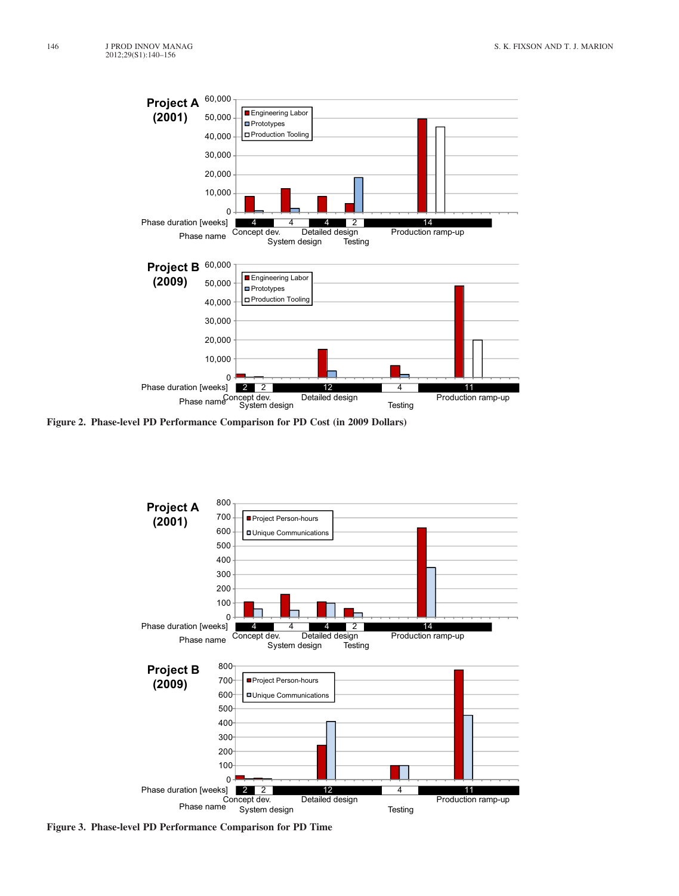Figure 2. Phase-level PD Performance Comparison for PD Cost (in 2009 Dollars)

Figure 3. Phase-level PD Performance Comparison for PD Time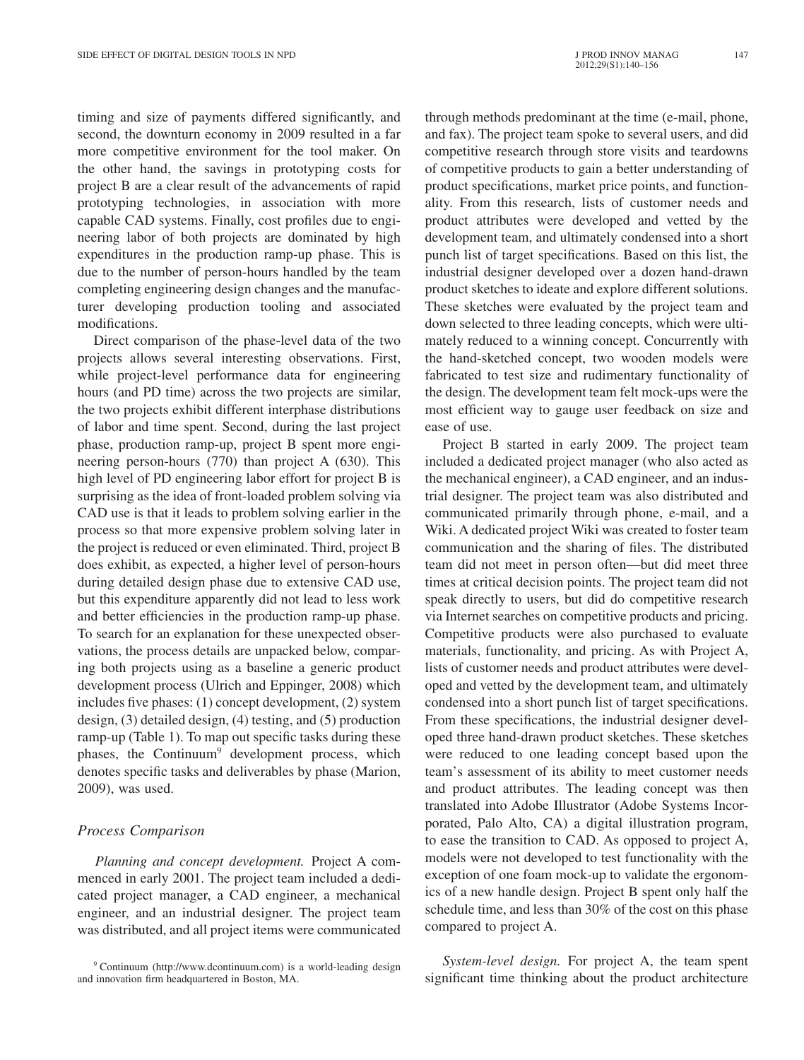timing and size of payments differed significantly, and second, the downturn economy in 2009 resulted in a far more competitive environment for the tool maker. On the other hand, the savings in prototyping costs for project B are a clear result of the advancements of rapid prototyping technologies, in association with more capable CAD systems. Finally, cost profiles due to engineering labor of both projects are dominated by high expenditures in the production ramp-up phase. This is due to the number of person-hours handled by the team completing engineering design changes and the manufacturer developing production tooling and associated modifications.

Direct comparison of the phase-level data of the two projects allows several interesting observations. First, while project-level performance data for engineering hours (and PD time) across the two projects are similar, the two projects exhibit different interphase distributions of labor and time spent. Second, during the last project phase, production ramp-up, project B spent more engineering person-hours (770) than project A (630). This high level of PD engineering labor effort for project B is surprising as the idea of front-loaded problem solving via CAD use is that it leads to problem solving earlier in the process so that more expensive problem solving later in the project is reduced or even eliminated. Third, project B does exhibit, as expected, a higher level of person-hours during detailed design phase due to extensive CAD use, but this expenditure apparently did not lead to less work and better efficiencies in the production ramp-up phase. To search for an explanation for these unexpected observations, the process details are unpacked below, comparing both projects using as a baseline a generic product development process (Ulrich and Eppinger, 2008) which includes five phases: (1) concept development, (2) system design, (3) detailed design, (4) testing, and (5) production ramp-up (Table 1). To map out specific tasks during these phases, the Continuum[9] development process, which denotes specific tasks and deliverables by phase (Marion, 2009), was used.

### Process Comparison

*Planning and concept development.* Project A commenced in early 2001. The project team included a dedicated project manager, a CAD engineer, a mechanical engineer, and an industrial designer. The project team was distributed, and all project items were communicated through methods predominant at the time (e-mail, phone, and fax). The project team spoke to several users, and did competitive research through store visits and teardowns of competitive products to gain a better understanding of product specifications, market price points, and functionality. From this research, lists of customer needs and product attributes were developed and vetted by the development team, and ultimately condensed into a short punch list of target specifications. Based on this list, the industrial designer developed over a dozen hand-drawn product sketches to ideate and explore different solutions. These sketches were evaluated by the project team and down selected to three leading concepts, which were ultimately reduced to a winning concept. Concurrently with the hand-sketched concept, two wooden models were fabricated to test size and rudimentary functionality of the design. The development team felt mock-ups were the most efficient way to gauge user feedback on size and ease of use.

Project B started in early 2009. The project team included a dedicated project manager (who also acted as the mechanical engineer), a CAD engineer, and an industrial designer. The project team was also distributed and communicated primarily through phone, e-mail, and a Wiki. A dedicated project Wiki was created to foster team communication and the sharing of files. The distributed team did not meet in person often—but did meet three times at critical decision points. The project team did not speak directly to users, but did do competitive research via Internet searches on competitive products and pricing. Competitive products were also purchased to evaluate materials, functionality, and pricing. As with Project A, lists of customer needs and product attributes were developed and vetted by the development team, and ultimately condensed into a short punch list of target specifications. From these specifications, the industrial designer developed three hand-drawn product sketches. These sketches were reduced to one leading concept based upon the team's assessment of its ability to meet customer needs and product attributes. The leading concept was then translated into Adobe Illustrator (Adobe Systems Incorporated, Palo Alto, CA) a digital illustration program, to ease the transition to CAD. As opposed to project A, models were not developed to test functionality with the exception of one foam mock-up to validate the ergonomics of a new handle design. Project B spent only half the schedule time, and less than 30% of the cost on this phase compared to project A.

*System-level design.* For project A, the team spent significant time thinking about the product architecture

[9] Continuum (http://www.dcontinuum.com) is a world-leading design and innovation firm headquartered in Boston, MA.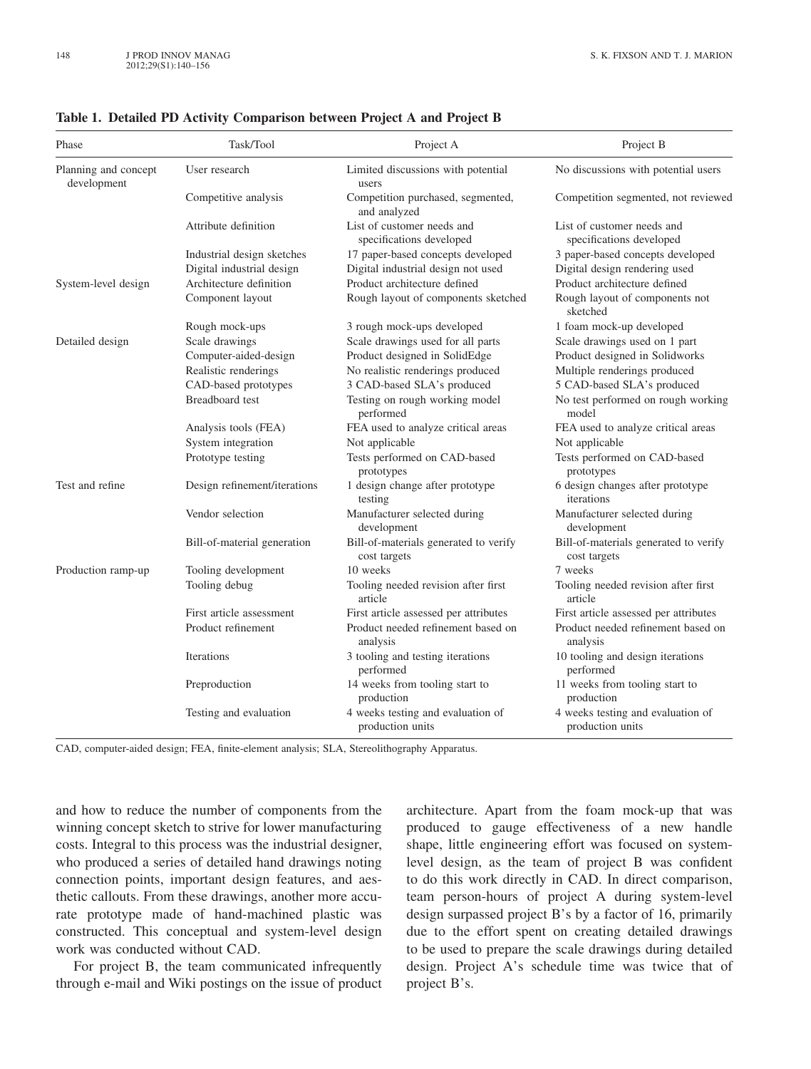**Table 1. Detailed PD Activity Comparison between Project A and Project B**

| Phase | Task/Tool | Project A | Project B |
|---|---|---|---|
| Planning and concept development | User research | Limited discussions with potential users | No discussions with potential users |
| | Competitive analysis | Competition purchased, segmented, and analyzed | Competition segmented, not reviewed |
| | Attribute definition | List of customer needs and specifications developed | List of customer needs and specifications developed |
| | Industrial design sketches | 17 paper-based concepts developed | 3 paper-based concepts developed |
| | Digital industrial design | Digital industrial design not used | Digital design rendering used |
| System-level design | Architecture definition | Product architecture defined | Product architecture defined |
| | Component layout | Rough layout of components sketched | Rough layout of components not sketched |
| | Rough mock-ups | 3 rough mock-ups developed | 1 foam mock-up developed |
| Detailed design | Scale drawings | Scale drawings used for all parts | Scale drawings used on 1 part |
| | Computer-aided-design | Product designed in SolidEdge | Product designed in Solidworks |
| | Realistic renderings | No realistic renderings produced | Multiple renderings produced |
| | CAD-based prototypes | 3 CAD-based SLA's produced | 5 CAD-based SLA's produced |
| | Breadboard test | Testing on rough working model performed | No test performed on rough working model |
| | Analysis tools (FEA) | FEA used to analyze critical areas | FEA used to analyze critical areas |
| | System integration | Not applicable | Not applicable |
| | Prototype testing | Tests performed on CAD-based prototypes | Tests performed on CAD-based prototypes |
| Test and refine | Design refinement/iterations | 1 design change after prototype testing | 6 design changes after prototype iterations |
| | Vendor selection | Manufacturer selected during development | Manufacturer selected during development |
| | Bill-of-material generation | Bill-of-materials generated to verify cost targets | Bill-of-materials generated to verify cost targets |
| Production ramp-up | Tooling development | 10 weeks | 7 weeks |
| | Tooling debug | Tooling needed revision after first article | Tooling needed revision after first article |
| | First article assessment | First article assessed per attributes | First article assessed per attributes |
| | Product refinement | Product needed refinement based on analysis | Product needed refinement based on analysis |
| | Iterations | 3 tooling and testing iterations performed | 10 tooling and design iterations performed |
| | Preproduction | 14 weeks from tooling start to production | 11 weeks from tooling start to production |
| | Testing and evaluation | 4 weeks testing and evaluation of production units | 4 weeks testing and evaluation of production units |

CAD, computer-aided design; FEA, finite-element analysis; SLA, Stereolithography Apparatus.

and how to reduce the number of components from the winning concept sketch to strive for lower manufacturing costs. Integral to this process was the industrial designer, who produced a series of detailed hand drawings noting connection points, important design features, and aesthetic callouts. From these drawings, another more accurate prototype made of hand-machined plastic was constructed. This conceptual and system-level design work was conducted without CAD.

For project B, the team communicated infrequently through e-mail and Wiki postings on the issue of product architecture. Apart from the foam mock-up that was produced to gauge effectiveness of a new handle shape, little engineering effort was focused on system-level design, as the team of project B was confident to do this work directly in CAD. In direct comparison, team person-hours of project A during system-level design surpassed project B's by a factor of 16, primarily due to the effort spent on creating detailed drawings to be used to prepare the scale drawings during detailed design. Project A's schedule time was twice that of project B's.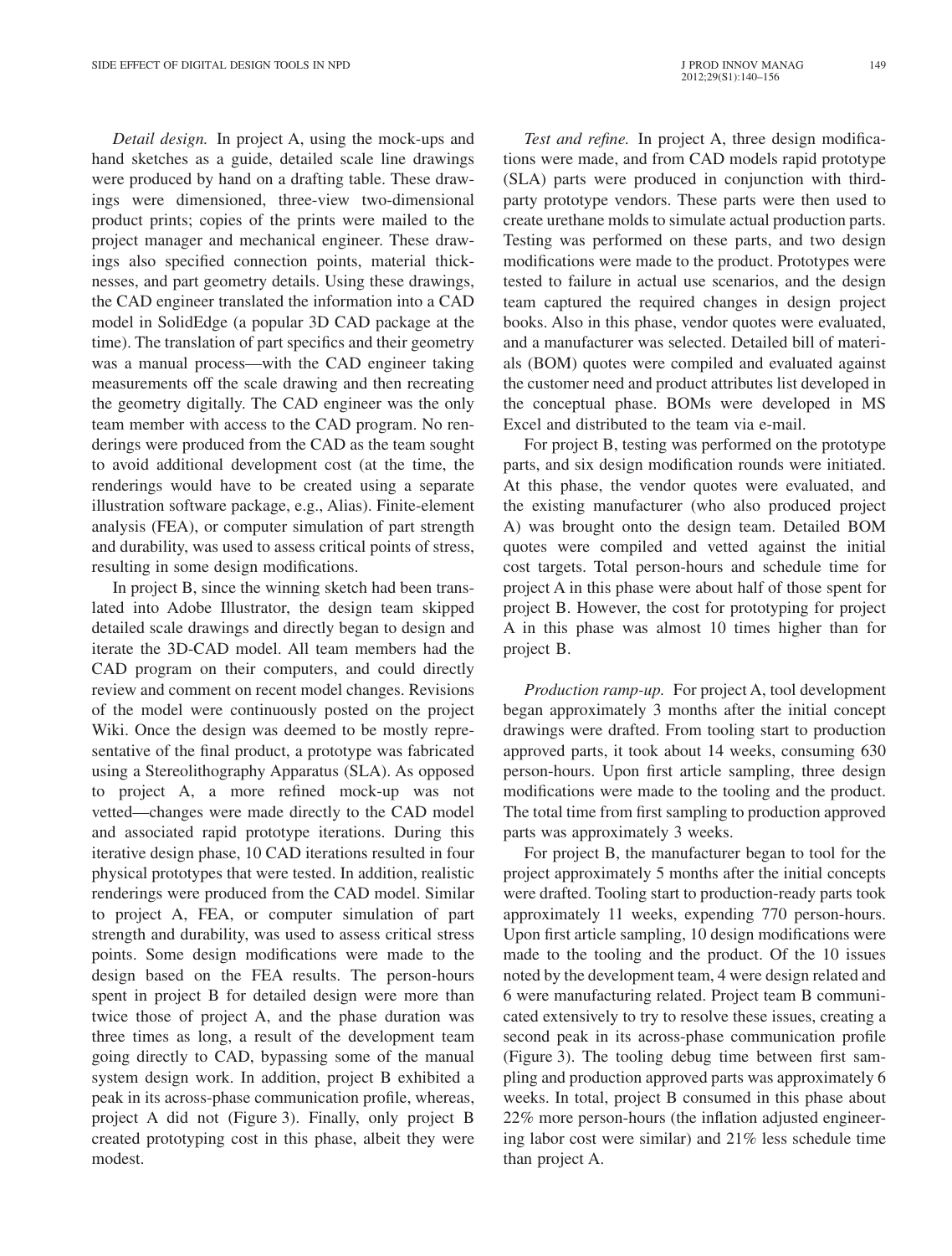*Detail design.* In project A, using the mock-ups and hand sketches as a guide, detailed scale line drawings were produced by hand on a drafting table. These drawings were dimensioned, three-view two-dimensional product prints; copies of the prints were mailed to the project manager and mechanical engineer. These drawings also specified connection points, material thicknesses, and part geometry details. Using these drawings, the CAD engineer translated the information into a CAD model in SolidEdge (a popular 3D CAD package at the time). The translation of part specifics and their geometry was a manual process—with the CAD engineer taking measurements off the scale drawing and then recreating the geometry digitally. The CAD engineer was the only team member with access to the CAD program. No renderings were produced from the CAD as the team sought to avoid additional development cost (at the time, the renderings would have to be created using a separate illustration software package, e.g., Alias). Finite-element analysis (FEA), or computer simulation of part strength and durability, was used to assess critical points of stress, resulting in some design modifications.

In project B, since the winning sketch had been translated into Adobe Illustrator, the design team skipped detailed scale drawings and directly began to design and iterate the 3D-CAD model. All team members had the CAD program on their computers, and could directly review and comment on recent model changes. Revisions of the model were continuously posted on the project Wiki. Once the design was deemed to be mostly representative of the final product, a prototype was fabricated using a Stereolithography Apparatus (SLA). As opposed to project A, a more refined mock-up was not vetted—changes were made directly to the CAD model and associated rapid prototype iterations. During this iterative design phase, 10 CAD iterations resulted in four physical prototypes that were tested. In addition, realistic renderings were produced from the CAD model. Similar to project A, FEA, or computer simulation of part strength and durability, was used to assess critical stress points. Some design modifications were made to the design based on the FEA results. The person-hours spent in project B for detailed design were more than twice those of project A, and the phase duration was three times as long, a result of the development team going directly to CAD, bypassing some of the manual system design work. In addition, project B exhibited a peak in its across-phase communication profile, whereas, project A did not (Figure 3). Finally, only project B created prototyping cost in this phase, albeit they were modest.

*Test and refine.* In project A, three design modifications were made, and from CAD models rapid prototype (SLA) parts were produced in conjunction with third-party prototype vendors. These parts were then used to create urethane molds to simulate actual production parts. Testing was performed on these parts, and two design modifications were made to the product. Prototypes were tested to failure in actual use scenarios, and the design team captured the required changes in design project books. Also in this phase, vendor quotes were evaluated, and a manufacturer was selected. Detailed bill of materials (BOM) quotes were compiled and evaluated against the customer need and product attributes list developed in the conceptual phase. BOMs were developed in MS Excel and distributed to the team via e-mail.

For project B, testing was performed on the prototype parts, and six design modification rounds were initiated. At this phase, the vendor quotes were evaluated, and the existing manufacturer (who also produced project A) was brought onto the design team. Detailed BOM quotes were compiled and vetted against the initial cost targets. Total person-hours and schedule time for project A in this phase were about half of those spent for project B. However, the cost for prototyping for project A in this phase was almost 10 times higher than for project B.

*Production ramp-up.* For project A, tool development began approximately 3 months after the initial concept drawings were drafted. From tooling start to production approved parts, it took about 14 weeks, consuming 630 person-hours. Upon first article sampling, three design modifications were made to the tooling and the product. The total time from first sampling to production approved parts was approximately 3 weeks.

For project B, the manufacturer began to tool for the project approximately 5 months after the initial concepts were drafted. Tooling start to production-ready parts took approximately 11 weeks, expending 770 person-hours. Upon first article sampling, 10 design modifications were made to the tooling and the product. Of the 10 issues noted by the development team, 4 were design related and 6 were manufacturing related. Project team B communicated extensively to try to resolve these issues, creating a second peak in its across-phase communication profile (Figure 3). The tooling debug time between first sampling and production approved parts was approximately 6 weeks. In total, project B consumed in this phase about 22% more person-hours (the inflation adjusted engineering labor cost were similar) and 21% less schedule time than project A.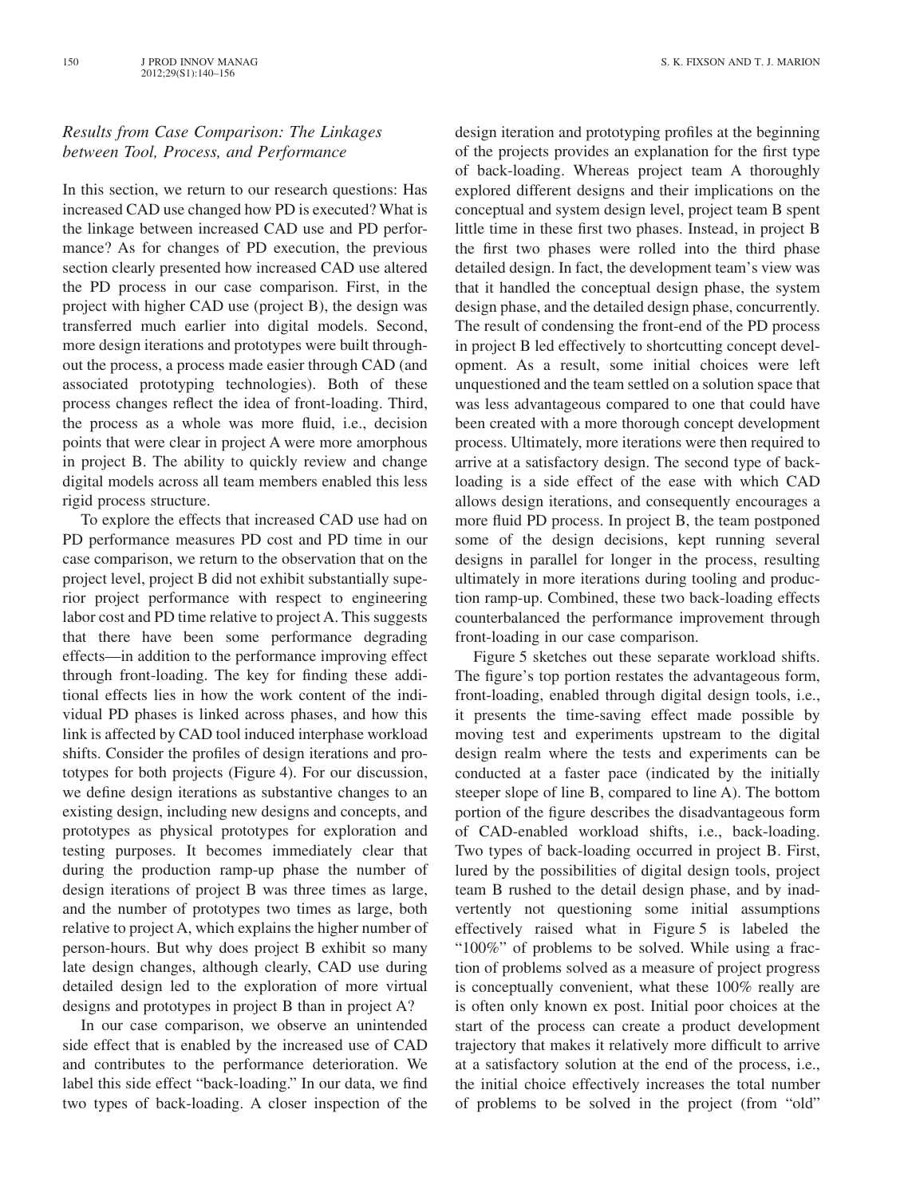### *Results from Case Comparison: The Linkages between Tool, Process, and Performance*

In this section, we return to our research questions: Has increased CAD use changed how PD is executed? What is the linkage between increased CAD use and PD performance? As for changes of PD execution, the previous section clearly presented how increased CAD use altered the PD process in our case comparison. First, in the project with higher CAD use (project B), the design was transferred much earlier into digital models. Second, more design iterations and prototypes were built throughout the process, a process made easier through CAD (and associated prototyping technologies). Both of these process changes reflect the idea of front-loading. Third, the process as a whole was more fluid, i.e., decision points that were clear in project A were more amorphous in project B. The ability to quickly review and change digital models across all team members enabled this less rigid process structure.

To explore the effects that increased CAD use had on PD performance measures PD cost and PD time in our case comparison, we return to the observation that on the project level, project B did not exhibit substantially superior project performance with respect to engineering labor cost and PD time relative to project A. This suggests that there have been some performance degrading effects—in addition to the performance improving effect through front-loading. The key for finding these additional effects lies in how the work content of the individual PD phases is linked across phases, and how this link is affected by CAD tool induced interphase workload shifts. Consider the profiles of design iterations and prototypes for both projects (Figure 4). For our discussion, we define design iterations as substantive changes to an existing design, including new designs and concepts, and prototypes as physical prototypes for exploration and testing purposes. It becomes immediately clear that during the production ramp-up phase the number of design iterations of project B was three times as large, and the number of prototypes two times as large, both relative to project A, which explains the higher number of person-hours. But why does project B exhibit so many late design changes, although clearly, CAD use during detailed design led to the exploration of more virtual designs and prototypes in project B than in project A?

In our case comparison, we observe an unintended side effect that is enabled by the increased use of CAD and contributes to the performance deterioration. We label this side effect "back-loading." In our data, we find two types of back-loading. A closer inspection of the design iteration and prototyping profiles at the beginning of the projects provides an explanation for the first type of back-loading. Whereas project team A thoroughly explored different designs and their implications on the conceptual and system design level, project team B spent little time in these first two phases. Instead, in project B the first two phases were rolled into the third phase detailed design. In fact, the development team's view was that it handled the conceptual design phase, the system design phase, and the detailed design phase, concurrently. The result of condensing the front-end of the PD process in project B led effectively to shortcutting concept development. As a result, some initial choices were left unquestioned and the team settled on a solution space that was less advantageous compared to one that could have been created with a more thorough concept development process. Ultimately, more iterations were then required to arrive at a satisfactory design. The second type of back-loading is a side effect of the ease with which CAD allows design iterations, and consequently encourages a more fluid PD process. In project B, the team postponed some of the design decisions, kept running several designs in parallel for longer in the process, resulting ultimately in more iterations during tooling and production ramp-up. Combined, these two back-loading effects counterbalanced the performance improvement through front-loading in our case comparison.

Figure 5 sketches out these separate workload shifts. The figure's top portion restates the advantageous form, front-loading, enabled through digital design tools, i.e., it presents the time-saving effect made possible by moving test and experiments upstream to the digital design realm where the tests and experiments can be conducted at a faster pace (indicated by the initially steeper slope of line B, compared to line A). The bottom portion of the figure describes the disadvantageous form of CAD-enabled workload shifts, i.e., back-loading. Two types of back-loading occurred in project B. First, lured by the possibilities of digital design tools, project team B rushed to the detail design phase, and by inadvertently not questioning some initial assumptions effectively raised what in Figure 5 is labeled the "100%" of problems to be solved. While using a fraction of problems solved as a measure of project progress is conceptually convenient, what these 100% really are is often only known ex post. Initial poor choices at the start of the process can create a product development trajectory that makes it relatively more difficult to arrive at a satisfactory solution at the end of the process, i.e., the initial choice effectively increases the total number of problems to be solved in the project (from "old"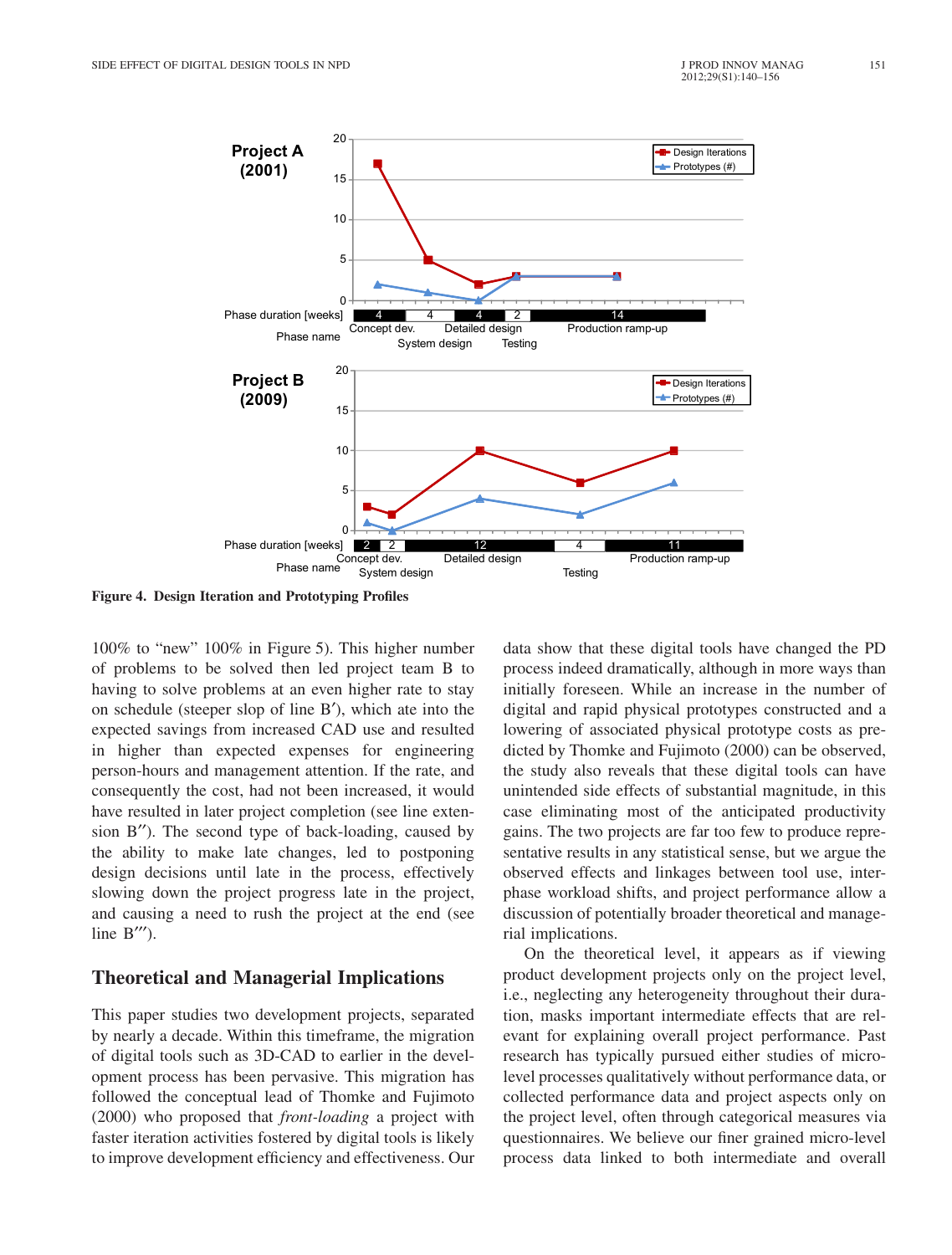**Figure 4. Design Iteration and Prototyping Profiles**

100% to "new" 100% in Figure 5). This higher number of problems to be solved then led project team B to having to solve problems at an even higher rate to stay on schedule (steeper slope of line B′), which ate into the expected savings from increased CAD use and resulted in higher than expected expenses for engineering person-hours and management attention. If the rate, and consequently the cost, had not been increased, it would have resulted in later project completion (see line extension B″). The second type of back-loading, caused by the ability to make late changes, led to postponing design decisions until late in the process, effectively slowing down the project progress late in the project, and causing a need to rush the project at the end (see line B‴).

## Theoretical and Managerial Implications

This paper studies two development projects, separated by nearly a decade. Within this timeframe, the migration of digital tools such as 3D-CAD to earlier in the development process has been pervasive. This migration has followed the conceptual lead of Thomke and Fujimoto (2000) who proposed that *front-loading* a project with faster iteration activities fostered by digital tools is likely to improve development efficiency and effectiveness. Our data show that these digital tools have changed the PD process indeed dramatically, although in more ways than initially foreseen. While an increase in the number of digital and rapid physical prototypes constructed and a lowering of associated physical prototype costs as predicted by Thomke and Fujimoto (2000) can be observed, the study also reveals that these digital tools can have unintended side effects of substantial magnitude, in this case eliminating most of the anticipated productivity gains. The two projects are far too few to produce representative results in any statistical sense, but we argue the observed effects and linkages between tool use, interphase workload shifts, and project performance allow a discussion of potentially broader theoretical and managerial implications.

On the theoretical level, it appears as if viewing product development projects only on the project level, i.e., neglecting any heterogeneity throughout their duration, masks important intermediate effects that are relevant for explaining overall project performance. Past research has typically pursued either studies of micro-level processes qualitatively without performance data, or collected performance data and project aspects only on the project level, often through categorical measures via questionnaires. We believe our finer grained micro-level process data linked to both intermediate and overall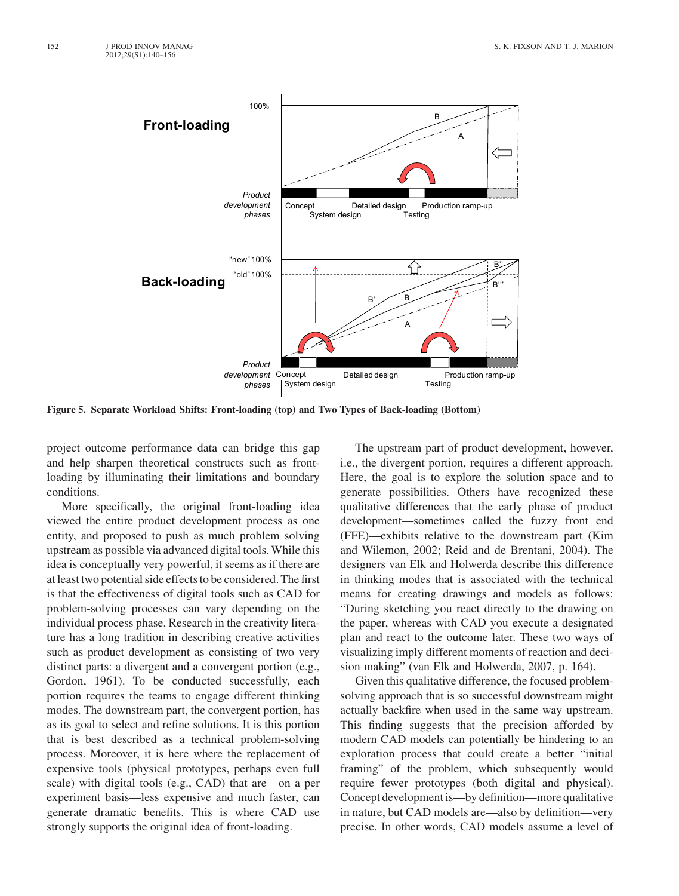Front-loading

100%

B

A

Product development phases

Concept

System design

Detailed design

Testing

Production ramp-up

Back-loading

"new" 100%

"old" 100%

B''

B'''

B'

B

A

Product development phases

Concept

System design

Detailed design

Testing

Production ramp-up

**Figure 5. Separate Workload Shifts: Front-loading (top) and Two Types of Back-loading (Bottom)**

project outcome performance data can bridge this gap and help sharpen theoretical constructs such as front-loading by illuminating their limitations and boundary conditions.

More specifically, the original front-loading idea viewed the entire product development process as one entity, and proposed to push as much problem solving upstream as possible via advanced digital tools. While this idea is conceptually very powerful, it seems as if there are at least two potential side effects to be considered. The first is that the effectiveness of digital tools such as CAD for problem-solving processes can vary depending on the individual process phase. Research in the creativity literature has a long tradition in describing creative activities such as product development as consisting of two very distinct parts: a divergent and a convergent portion (e.g., Gordon, 1961). To be conducted successfully, each portion requires the teams to engage different thinking modes. The downstream part, the convergent portion, has as its goal to select and refine solutions. It is this portion that is best described as a technical problem-solving process. Moreover, it is here where the replacement of expensive tools (physical prototypes, perhaps even full scale) with digital tools (e.g., CAD) that are—on a per experiment basis—less expensive and much faster, can generate dramatic benefits. This is where CAD use strongly supports the original idea of front-loading.

The upstream part of product development, however, i.e., the divergent portion, requires a different approach. Here, the goal is to explore the solution space and to generate possibilities. Others have recognized these qualitative differences that the early phase of product development—sometimes called the fuzzy front end (FFE)—exhibits relative to the downstream part (Kim and Wilemon, 2002; Reid and de Brentani, 2004). The designers van Elk and Holwerda describe this difference in thinking modes that is associated with the technical means for creating drawings and models as follows: "During sketching you react directly to the drawing on the paper, whereas with CAD you execute a designated plan and react to the outcome later. These two ways of visualizing imply different moments of reaction and decision making" (van Elk and Holwerda, 2007, p. 164).

Given this qualitative difference, the focused problem-solving approach that is so successful downstream might actually backfire when used in the same way upstream. This finding suggests that the precision afforded by modern CAD models can potentially be hindering to an exploration process that could create a better "initial framing" of the problem, which subsequently would require fewer prototypes (both digital and physical). Concept development is—by definition—more qualitative in nature, but CAD models are—also by definition—very precise. In other words, CAD models assume a level of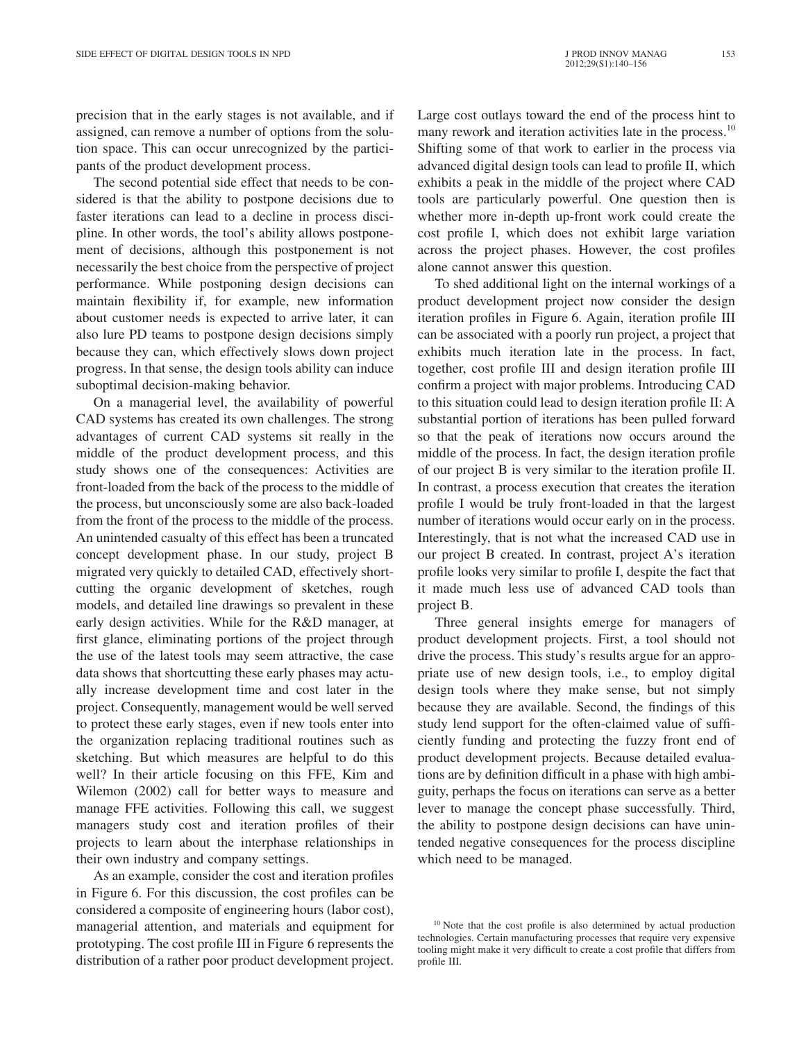precision that in the early stages is not available, and if assigned, can remove a number of options from the solution space. This can occur unrecognized by the participants of the product development process.

The second potential side effect that needs to be considered is that the ability to postpone decisions due to faster iterations can lead to a decline in process discipline. In other words, the tool's ability allows postponement of decisions, although this postponement is not necessarily the best choice from the perspective of project performance. While postponing design decisions can maintain flexibility if, for example, new information about customer needs is expected to arrive later, it can also lure PD teams to postpone design decisions simply because they can, which effectively slows down project progress. In that sense, the design tools ability can induce suboptimal decision-making behavior.

On a managerial level, the availability of powerful CAD systems has created its own challenges. The strong advantages of current CAD systems sit really in the middle of the product development process, and this study shows one of the consequences: Activities are front-loaded from the back of the process to the middle of the process, but unconsciously some are also back-loaded from the front of the process to the middle of the process. An unintended casualty of this effect has been a truncated concept development phase. In our study, project B migrated very quickly to detailed CAD, effectively short-cutting the organic development of sketches, rough models, and detailed line drawings so prevalent in these early design activities. While for the R&D manager, at first glance, eliminating portions of the project through the use of the latest tools may seem attractive, the case data shows that shortcutting these early phases may actually increase development time and cost later in the project. Consequently, management would be well served to protect these early stages, even if new tools enter into the organization replacing traditional routines such as sketching. But which measures are helpful to do this well? In their article focusing on this FFE, Kim and Wilemon (2002) call for better ways to measure and manage FFE activities. Following this call, we suggest managers study cost and iteration profiles of their projects to learn about the interphase relationships in their own industry and company settings.

As an example, consider the cost and iteration profiles in Figure 6. For this discussion, the cost profiles can be considered a composite of engineering hours (labor cost), managerial attention, and materials and equipment for prototyping. The cost profile III in Figure 6 represents the distribution of a rather poor product development project. Large cost outlays toward the end of the process hint to many rework and iteration activities late in the process.[10] Shifting some of that work to earlier in the process via advanced digital design tools can lead to profile II, which exhibits a peak in the middle of the project where CAD tools are particularly powerful. One question then is whether more in-depth up-front work could create the cost profile I, which does not exhibit large variation across the project phases. However, the cost profiles alone cannot answer this question.

To shed additional light on the internal workings of a product development project now consider the design iteration profiles in Figure 6. Again, iteration profile III can be associated with a poorly run project, a project that exhibits much iteration late in the process. In fact, together, cost profile III and design iteration profile III confirm a project with major problems. Introducing CAD to this situation could lead to design iteration profile II: A substantial portion of iterations has been pulled forward so that the peak of iterations now occurs around the middle of the process. In fact, the design iteration profile of our project B is very similar to the iteration profile II. In contrast, a process execution that creates the iteration profile I would be truly front-loaded in that the largest number of iterations would occur early on in the process. Interestingly, that is not what the increased CAD use in our project B created. In contrast, project A's iteration profile looks very similar to profile I, despite the fact that it made much less use of advanced CAD tools than project B.

Three general insights emerge for managers of product development projects. First, a tool should not drive the process. This study's results argue for an appropriate use of new design tools, i.e., to employ digital design tools where they make sense, but not simply because they are available. Second, the findings of this study lend support for the often-claimed value of sufficiently funding and protecting the fuzzy front end of product development projects. Because detailed evaluations are by definition difficult in a phase with high ambiguity, perhaps the focus on iterations can serve as a better lever to manage the concept phase successfully. Third, the ability to postpone design decisions can have unintended negative consequences for the process discipline which need to be managed.

[10] Note that the cost profile is also determined by actual production technologies. Certain manufacturing processes that require very expensive tooling might make it very difficult to create a cost profile that differs from profile III.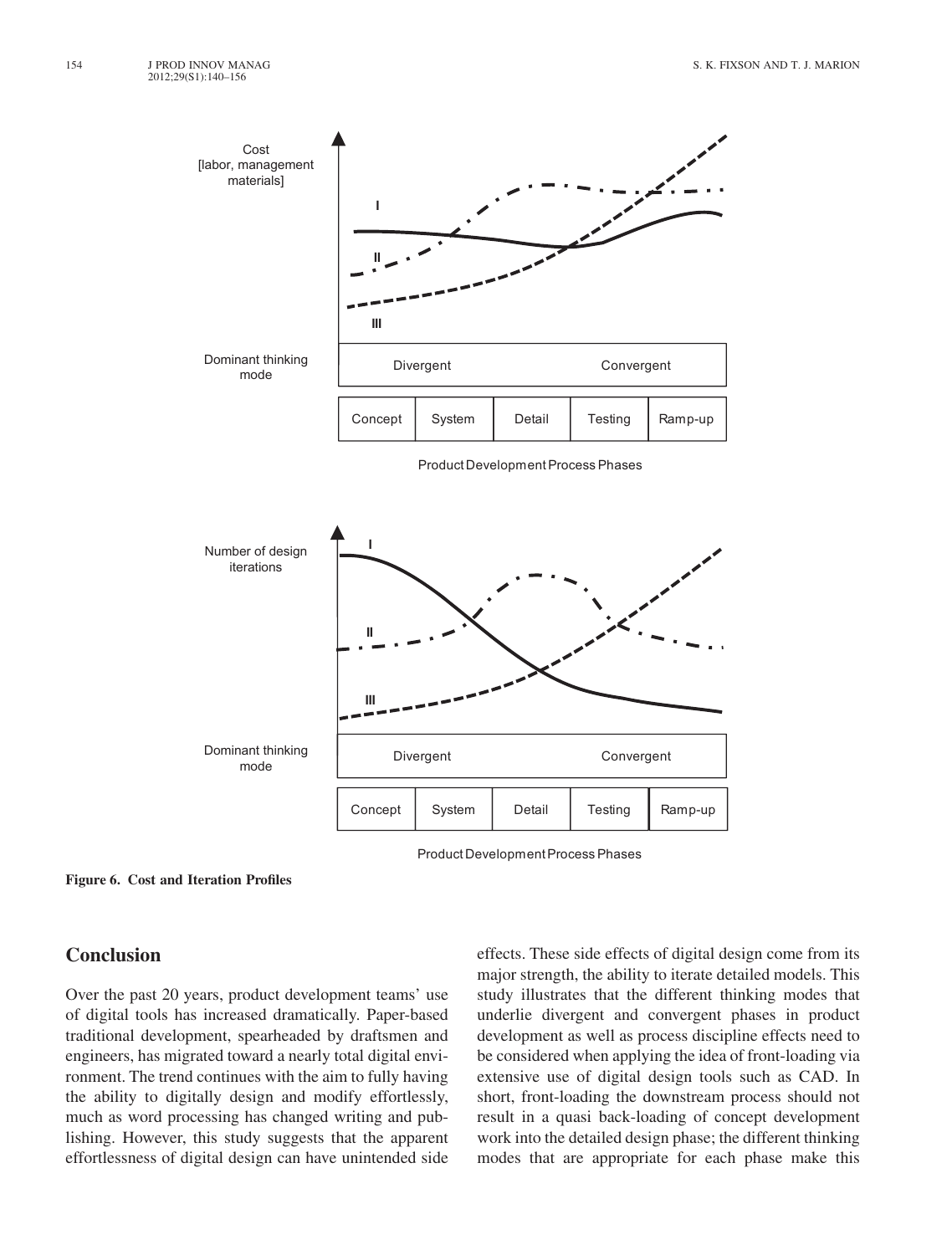**Figure 6. Cost and Iteration Profiles**

## Conclusion

Over the past 20 years, product development teams' use of digital tools has increased dramatically. Paper-based traditional development, spearheaded by draftsmen and engineers, has migrated toward a nearly total digital environment. The trend continues with the aim to fully having the ability to digitally design and modify effortlessly, much as word processing has changed writing and publishing. However, this study suggests that the apparent effortlessness of digital design can have unintended side effects. These side effects of digital design come from its major strength, the ability to iterate detailed models. This study illustrates that the different thinking modes that underlie divergent and convergent phases in product development as well as process discipline effects need to be considered when applying the idea of front-loading via extensive use of digital design tools such as CAD. In short, front-loading the downstream process should not result in a quasi back-loading of concept development work into the detailed design phase; the different thinking modes that are appropriate for each phase make this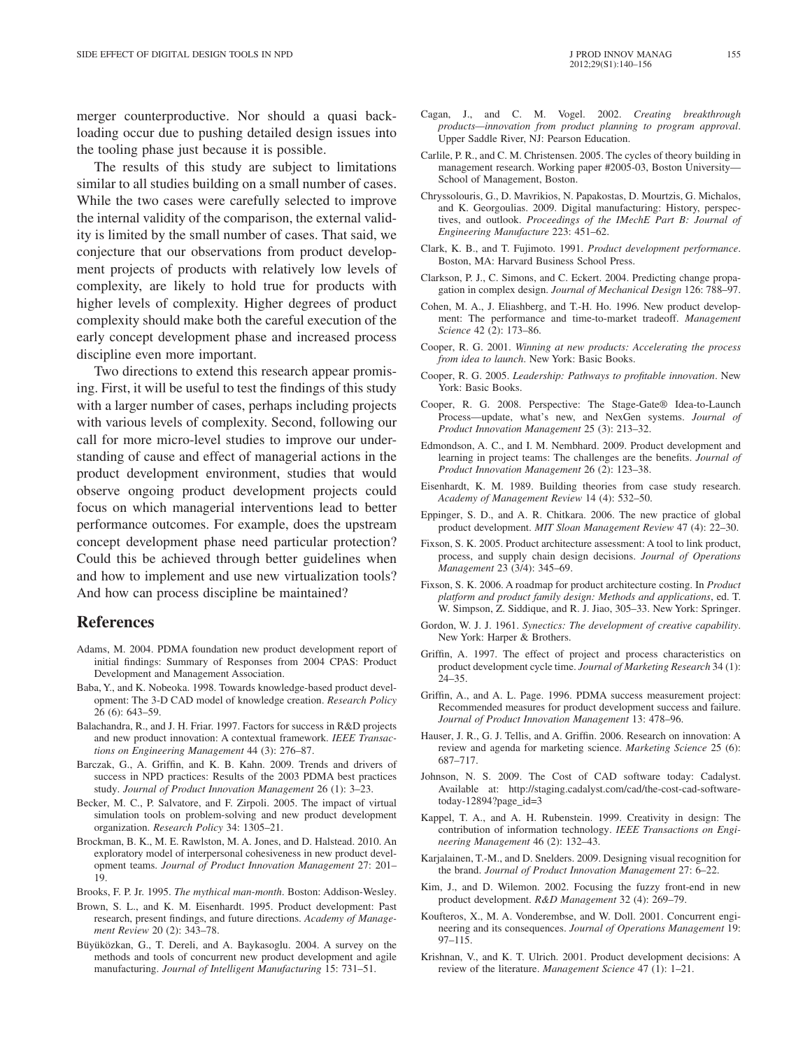merger counterproductive. Nor should a quasi back-loading occur due to pushing detailed design issues into the tooling phase just because it is possible.

The results of this study are subject to limitations similar to all studies building on a small number of cases. While the two cases were carefully selected to improve the internal validity of the comparison, the external validity is limited by the small number of cases. That said, we conjecture that our observations from product development projects of products with relatively low levels of complexity, are likely to hold true for products with higher levels of complexity. Higher degrees of product complexity should make both the careful execution of the early concept development phase and increased process discipline even more important.

Two directions to extend this research appear promising. First, it will be useful to test the findings of this study with a larger number of cases, perhaps including projects with various levels of complexity. Second, following our call for more micro-level studies to improve our understanding of cause and effect of managerial actions in the product development environment, studies that would observe ongoing product development projects could focus on which managerial interventions lead to better performance outcomes. For example, does the upstream concept development phase need particular protection? Could this be achieved through better guidelines when and how to implement and use new virtualization tools? And how can process discipline be maintained?

## References

Adams, M. 2004. PDMA foundation new product development report of initial findings: Summary of Responses from 2004 CPAS: Product Development and Management Association.

Baba, Y., and K. Nobeoka. 1998. Towards knowledge-based product development: The 3-D CAD model of knowledge creation. *Research Policy* 26 (6): 643–59.

Balachandra, R., and J. H. Friar. 1997. Factors for success in R&D projects and new product innovation: A contextual framework. *IEEE Transactions on Engineering Management* 44 (3): 276–87.

Barczak, G., A. Griffin, and K. B. Kahn. 2009. Trends and drivers of success in NPD practices: Results of the 2003 PDMA best practices study. *Journal of Product Innovation Management* 26 (1): 3–23.

Becker, M. C., P. Salvatore, and F. Zirpoli. 2005. The impact of virtual simulation tools on problem-solving and new product development organization. *Research Policy* 34: 1305–21.

Brockman, B. K., M. E. Rawlston, M. A. Jones, and D. Halstead. 2010. An exploratory model of interpersonal cohesiveness in new product development teams. *Journal of Product Innovation Management* 27: 201–19.

Brooks, F. P. Jr. 1995. *The mythical man-month*. Boston: Addison-Wesley.

Brown, S. L., and K. M. Eisenhardt. 1995. Product development: Past research, present findings, and future directions. *Academy of Management Review* 20 (2): 343–78.

Büyüközkan, G., T. Dereli, and A. Baykasoglu. 2004. A survey on the methods and tools of concurrent new product development and agile manufacturing. *Journal of Intelligent Manufacturing* 15: 731–51.

Cagan, J., and C. M. Vogel. 2002. *Creating breakthrough products—innovation from product planning to program approval*. Upper Saddle River, NJ: Pearson Education.

Carlile, P. R., and C. M. Christensen. 2005. The cycles of theory building in management research. Working paper #2005-03, Boston University—School of Management, Boston.

Chryssolouris, G., D. Mavrikios, N. Papakostas, D. Mourtzis, G. Michalos, and K. Georgoulias. 2009. Digital manufacturing: History, perspectives, and outlook. *Proceedings of the IMechE Part B: Journal of Engineering Manufacture* 223: 451–62.

Clark, K. B., and T. Fujimoto. 1991. *Product development performance*. Boston, MA: Harvard Business School Press.

Clarkson, P. J., C. Simons, and C. Eckert. 2004. Predicting change propagation in complex design. *Journal of Mechanical Design* 126: 788–97.

Cohen, M. A., J. Eliashberg, and T.-H. Ho. 1996. New product development: The performance and time-to-market tradeoff. *Management Science* 42 (2): 173–86.

Cooper, R. G. 2001. *Winning at new products: Accelerating the process from idea to launch*. New York: Basic Books.

Cooper, R. G. 2005. *Leadership: Pathways to profitable innovation*. New York: Basic Books.

Cooper, R. G. 2008. Perspective: The Stage-Gate® Idea-to-Launch Process—update, what's new, and NexGen systems. *Journal of Product Innovation Management* 25 (3): 213–32.

Edmondson, A. C., and I. M. Nembhard. 2009. Product development and learning in project teams: The challenges are the benefits. *Journal of Product Innovation Management* 26 (2): 123–38.

Eisenhardt, K. M. 1989. Building theories from case study research. *Academy of Management Review* 14 (4): 532–50.

Eppinger, S. D., and A. R. Chitkara. 2006. The new practice of global product development. *MIT Sloan Management Review* 47 (4): 22–30.

Fixson, S. K. 2005. Product architecture assessment: A tool to link product, process, and supply chain design decisions. *Journal of Operations Management* 23 (3/4): 345–69.

Fixson, S. K. 2006. A roadmap for product architecture costing. In *Product platform and product family design: Methods and applications*, ed. T. W. Simpson, Z. Siddique, and R. J. Jiao, 305–33. New York: Springer.

Gordon, W. J. J. 1961. *Synectics: The development of creative capability*. New York: Harper & Brothers.

Griffin, A. 1997. The effect of project and process characteristics on product development cycle time. *Journal of Marketing Research* 34 (1): 24–35.

Griffin, A., and A. L. Page. 1996. PDMA success measurement project: Recommended measures for product development success and failure. *Journal of Product Innovation Management* 13: 478–96.

Hauser, J. R., G. J. Tellis, and A. Griffin. 2006. Research on innovation: A review and agenda for marketing science. *Marketing Science* 25 (6): 687–717.

Johnson, N. S. 2009. The Cost of CAD software today: Cadalyst. Available at: http://staging.cadalyst.com/cad/the-cost-cad-software-today-12894?page_id=3

Kappel, T. A., and A. H. Rubenstein. 1999. Creativity in design: The contribution of information technology. *IEEE Transactions on Engineering Management* 46 (2): 132–43.

Karjalainen, T.-M., and D. Snelders. 2009. Designing visual recognition for the brand. *Journal of Product Innovation Management* 27: 6–22.

Kim, J., and D. Wilemon. 2002. Focusing the fuzzy front-end in new product development. *R&D Management* 32 (4): 269–79.

Koufteros, X., M. A. Vonderembse, and W. Doll. 2001. Concurrent engineering and its consequences. *Journal of Operations Management* 19: 97–115.

Krishnan, V., and K. T. Ulrich. 2001. Product development decisions: A review of the literature. *Management Science* 47 (1): 1–21.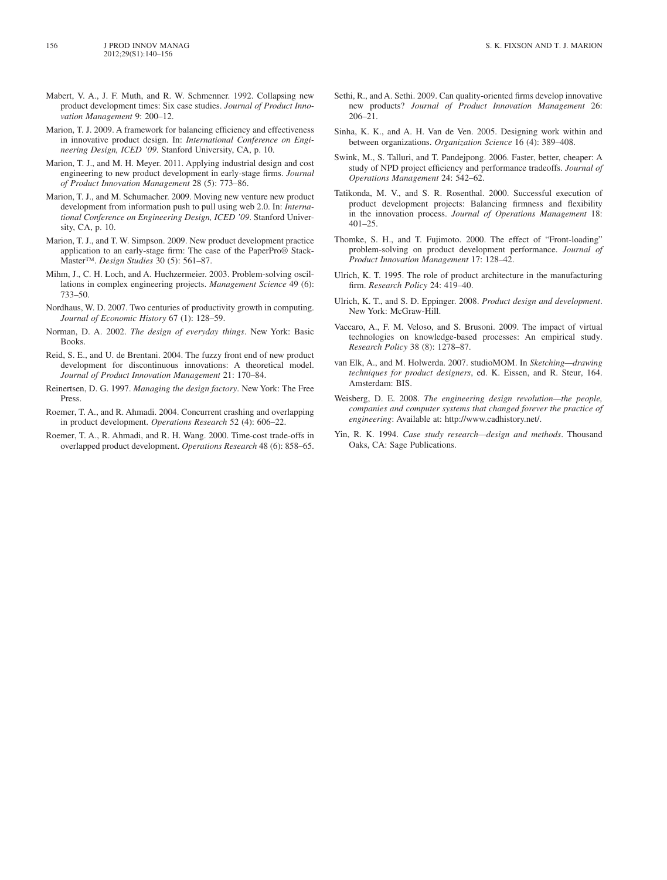Mabert, V. A., J. F. Muth, and R. W. Schmenner. 1992. Collapsing new product development times: Six case studies. *Journal of Product Innovation Management* 9: 200–12.

Marion, T. J. 2009. A framework for balancing efficiency and effectiveness in innovative product design. In: *International Conference on Engineering Design, ICED '09*. Stanford University, CA, p. 10.

Marion, T. J., and M. H. Meyer. 2011. Applying industrial design and cost engineering to new product development in early-stage firms. *Journal of Product Innovation Management* 28 (5): 773–86.

Marion, T. J., and M. Schumacher. 2009. Moving new venture new product development from information push to pull using web 2.0. In: *International Conference on Engineering Design, ICED '09*. Stanford University, CA, p. 10.

Marion, T. J., and T. W. Simpson. 2009. New product development practice application to an early-stage firm: The case of the PaperPro® StackMaster™. *Design Studies* 30 (5): 561–87.

Mihm, J., C. H. Loch, and A. Huchzermeier. 2003. Problem-solving oscillations in complex engineering projects. *Management Science* 49 (6): 733–50.

Nordhaus, W. D. 2007. Two centuries of productivity growth in computing. *Journal of Economic History* 67 (1): 128–59.

Norman, D. A. 2002. *The design of everyday things*. New York: Basic Books.

Reid, S. E., and U. de Brentani. 2004. The fuzzy front end of new product development for discontinuous innovations: A theoretical model. *Journal of Product Innovation Management* 21: 170–84.

Reinertsen, D. G. 1997. *Managing the design factory*. New York: The Free Press.

Roemer, T. A., and R. Ahmadi. 2004. Concurrent crashing and overlapping in product development. *Operations Research* 52 (4): 606–22.

Roemer, T. A., R. Ahmadi, and R. H. Wang. 2000. Time-cost trade-offs in overlapped product development. *Operations Research* 48 (6): 858–65.

Sethi, R., and A. Sethi. 2009. Can quality-oriented firms develop innovative new products? *Journal of Product Innovation Management* 26: 206–21.

Sinha, K. K., and A. H. Van de Ven. 2005. Designing work within and between organizations. *Organization Science* 16 (4): 389–408.

Swink, M., S. Talluri, and T. Pandejpong. 2006. Faster, better, cheaper: A study of NPD project efficiency and performance tradeoffs. *Journal of Operations Management* 24: 542–62.

Tatikonda, M. V., and S. R. Rosenthal. 2000. Successful execution of product development projects: Balancing firmness and flexibility in the innovation process. *Journal of Operations Management* 18: 401–25.

Thomke, S. H., and T. Fujimoto. 2000. The effect of "Front-loading" problem-solving on product development performance. *Journal of Product Innovation Management* 17: 128–42.

Ulrich, K. T. 1995. The role of product architecture in the manufacturing firm. *Research Policy* 24: 419–40.

Ulrich, K. T., and S. D. Eppinger. 2008. *Product design and development*. New York: McGraw-Hill.

Vaccaro, A., F. M. Veloso, and S. Brusoni. 2009. The impact of virtual technologies on knowledge-based processes: An empirical study. *Research Policy* 38 (8): 1278–87.

van Elk, A., and M. Holwerda. 2007. studioMOM. In *Sketching—drawing techniques for product designers*, ed. K. Eissen, and R. Steur, 164. Amsterdam: BIS.

Weisberg, D. E. 2008. *The engineering design revolution—the people, companies and computer systems that changed forever the practice of engineering*: Available at: http://www.cadhistory.net/.

Yin, R. K. 1994. *Case study research—design and methods*. Thousand Oaks, CA: Sage Publications.